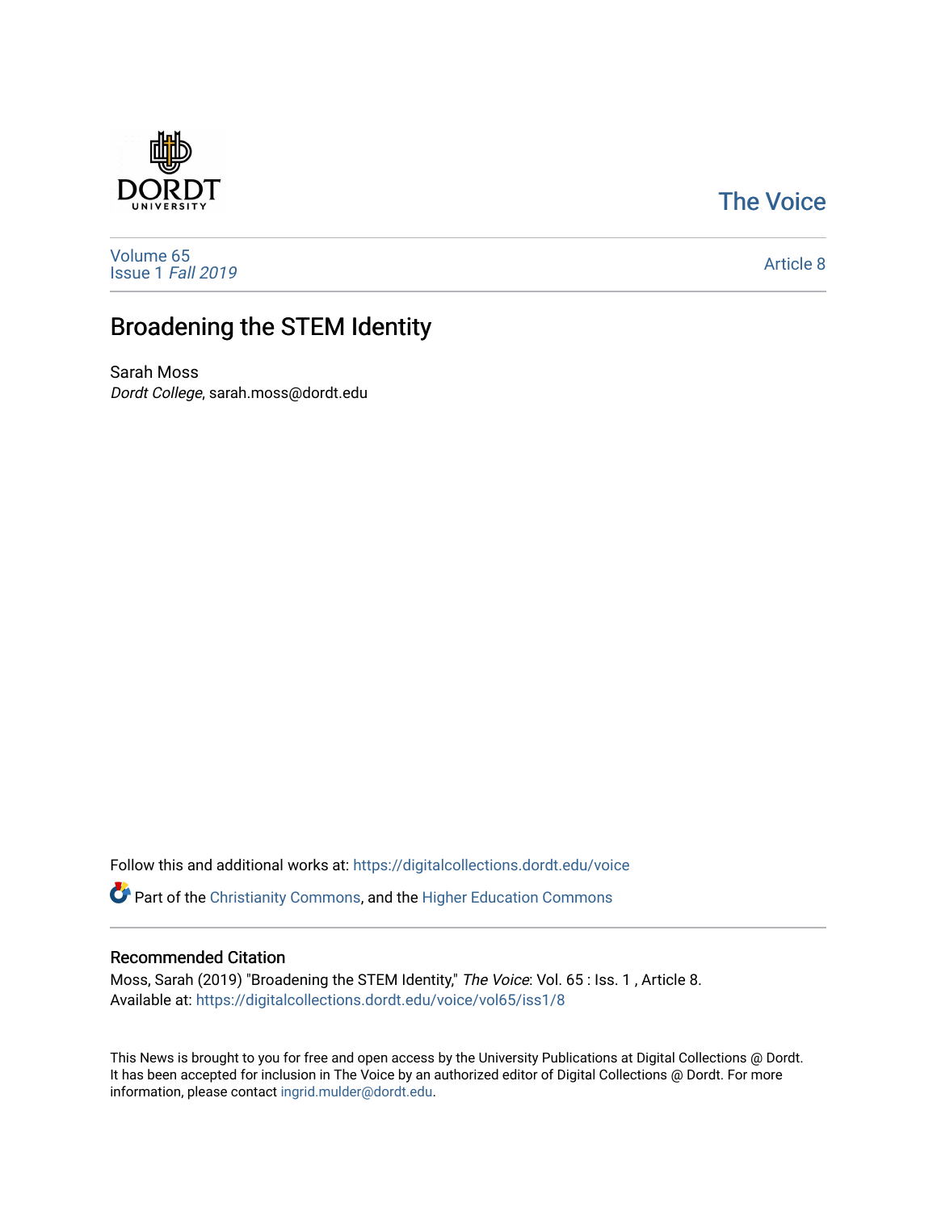The Voice

Volume 65
Issue 1 *Fall 2019*

Article 8

# Broadening the STEM Identity

Sarah Moss
*Dordt College*, sarah.moss@dordt.edu

Follow this and additional works at: https://digitalcollections.dordt.edu/voice

Part of the Christianity Commons, and the Higher Education Commons

## Recommended Citation

Moss, Sarah (2019) "Broadening the STEM Identity," *The Voice*: Vol. 65 : Iss. 1 , Article 8.
Available at: https://digitalcollections.dordt.edu/voice/vol65/iss1/8

This News is brought to you for free and open access by the University Publications at Digital Collections @ Dordt. It has been accepted for inclusion in The Voice by an authorized editor of Digital Collections @ Dordt. For more information, please contact ingrid.mulder@dordt.edu.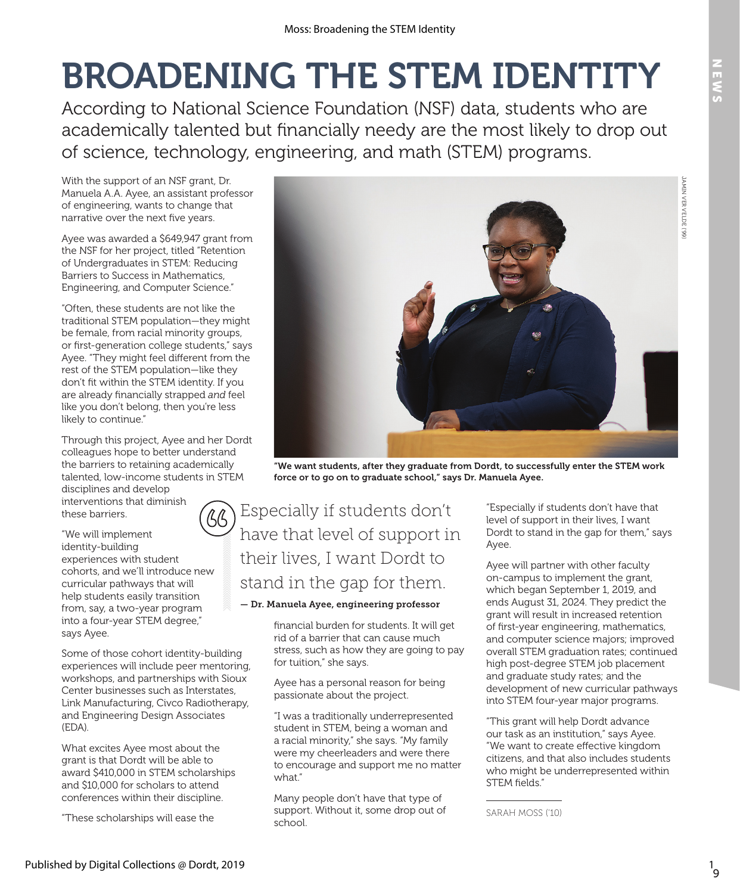# BROADENING THE STEM IDENTITY

According to National Science Foundation (NSF) data, students who are academically talented but financially needy are the most likely to drop out of science, technology, engineering, and math (STEM) programs.

With the support of an NSF grant, Dr. Manuela A.A. Ayee, an assistant professor of engineering, wants to change that narrative over the next five years.

Ayee was awarded a $649,947 grant from the NSF for her project, titled "Retention of Undergraduates in STEM: Reducing Barriers to Success in Mathematics, Engineering, and Computer Science."

"Often, these students are not like the traditional STEM population—they might be female, from racial minority groups, or first-generation college students," says Ayee. "They might feel different from the rest of the STEM population—like they don't fit within the STEM identity. If you are already financially strapped *and* feel like you don't belong, then you're less likely to continue."

Through this project, Ayee and her Dordt colleagues hope to better understand the barriers to retaining academically talented, low-income students in STEM disciplines and develop interventions that diminish these barriers.

"We will implement identity-building experiences with student cohorts, and we'll introduce new curricular pathways that will help students easily transition from, say, a two-year program into a four-year STEM degree," says Ayee.

Some of those cohort identity-building experiences will include peer mentoring, workshops, and partnerships with Sioux Center businesses such as Interstates, Link Manufacturing, Civco Radiotherapy, and Engineering Design Associates (EDA).

What excites Ayee most about the grant is that Dordt will be able to award $410,000 in STEM scholarships and $10,000 for scholars to attend conferences within their discipline.

"These scholarships will ease the financial burden for students. It will get rid of a barrier that can cause much stress, such as how they are going to pay for tuition," she says.

JAMIN VER VELDE ('99)

**"We want students, after they graduate from Dordt, to successfully enter the STEM work force or to go on to graduate school," says Dr. Manuela Ayee.**

> Especially if students don't have that level of support in their lives, I want Dordt to stand in the gap for them.
>
> **— Dr. Manuela Ayee, engineering professor**

Ayee has a personal reason for being passionate about the project.

"I was a traditionally underrepresented student in STEM, being a woman and a racial minority," she says. "My family were my cheerleaders and were there to encourage and support me no matter what."

Many people don't have that type of support. Without it, some drop out of school.

"Especially if students don't have that level of support in their lives, I want Dordt to stand in the gap for them," says Ayee.

Ayee will partner with other faculty on-campus to implement the grant, which began September 1, 2019, and ends August 31, 2024. They predict the grant will result in increased retention of first-year engineering, mathematics, and computer science majors; improved overall STEM graduation rates; continued high post-degree STEM job placement and graduate study rates; and the development of new curricular pathways into STEM four-year major programs.

"This grant will help Dordt advance our task as an institution," says Ayee. "We want to create effective kingdom citizens, and that also includes students who might be underrepresented within STEM fields."

SARAH MOSS ('10)